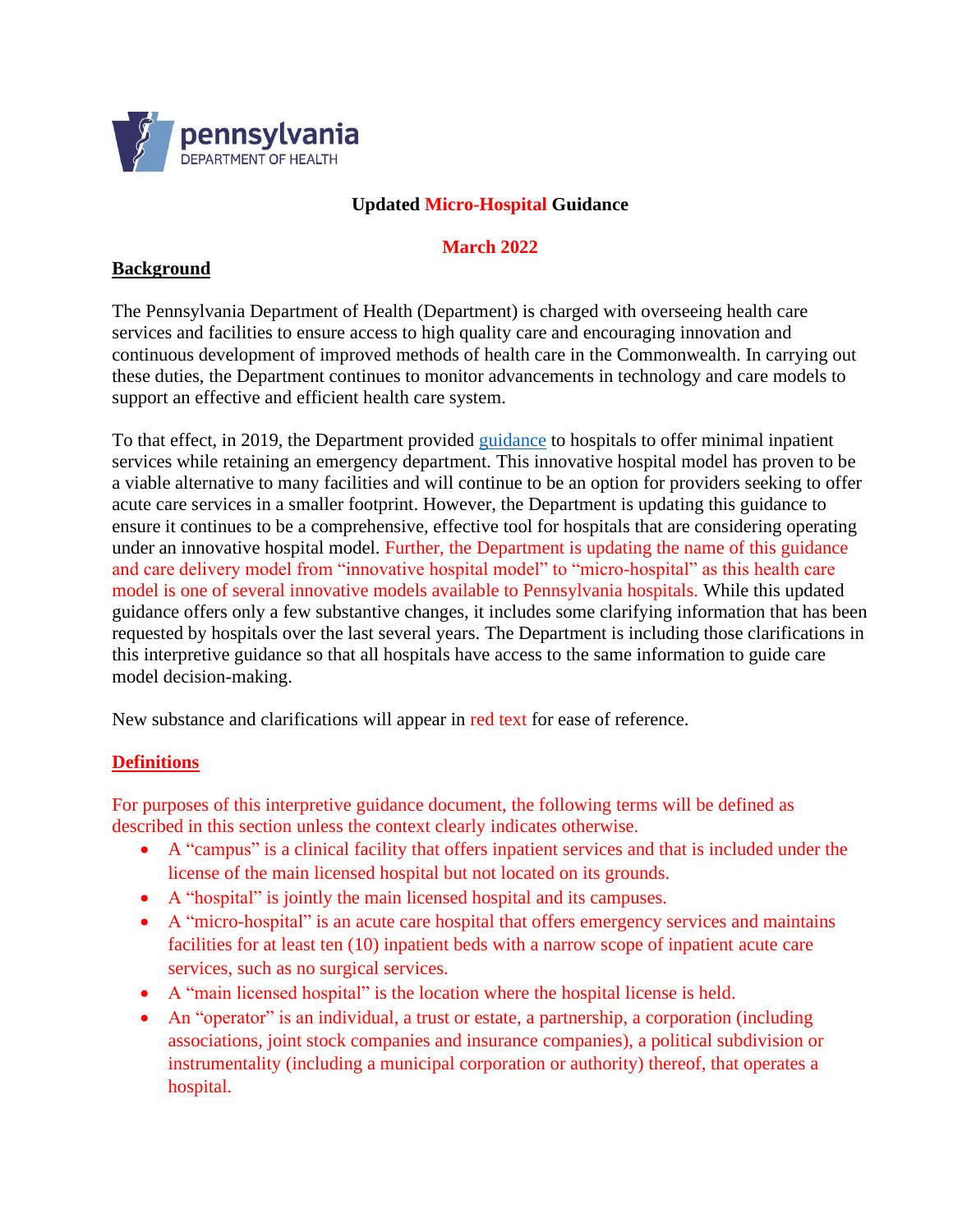pennsylvania
DEPARTMENT OF HEALTH

# Updated Micro-Hospital Guidance

**March 2022**

## Background

The Pennsylvania Department of Health (Department) is charged with overseeing health care services and facilities to ensure access to high quality care and encouraging innovation and continuous development of improved methods of health care in the Commonwealth. In carrying out these duties, the Department continues to monitor advancements in technology and care models to support an effective and efficient health care system.

To that effect, in 2019, the Department provided guidance to hospitals to offer minimal inpatient services while retaining an emergency department. This innovative hospital model has proven to be a viable alternative to many facilities and will continue to be an option for providers seeking to offer acute care services in a smaller footprint. However, the Department is updating this guidance to ensure it continues to be a comprehensive, effective tool for hospitals that are considering operating under an innovative hospital model. Further, the Department is updating the name of this guidance and care delivery model from "innovative hospital model" to "micro-hospital" as this health care model is one of several innovative models available to Pennsylvania hospitals. While this updated guidance offers only a few substantive changes, it includes some clarifying information that has been requested by hospitals over the last several years. The Department is including those clarifications in this interpretive guidance so that all hospitals have access to the same information to guide care model decision-making.

New substance and clarifications will appear in red text for ease of reference.

## Definitions

For purposes of this interpretive guidance document, the following terms will be defined as described in this section unless the context clearly indicates otherwise.

- A "campus" is a clinical facility that offers inpatient services and that is included under the license of the main licensed hospital but not located on its grounds.
- A "hospital" is jointly the main licensed hospital and its campuses.
- A "micro-hospital" is an acute care hospital that offers emergency services and maintains facilities for at least ten (10) inpatient beds with a narrow scope of inpatient acute care services, such as no surgical services.
- A "main licensed hospital" is the location where the hospital license is held.
- An "operator" is an individual, a trust or estate, a partnership, a corporation (including associations, joint stock companies and insurance companies), a political subdivision or instrumentality (including a municipal corporation or authority) thereof, that operates a hospital.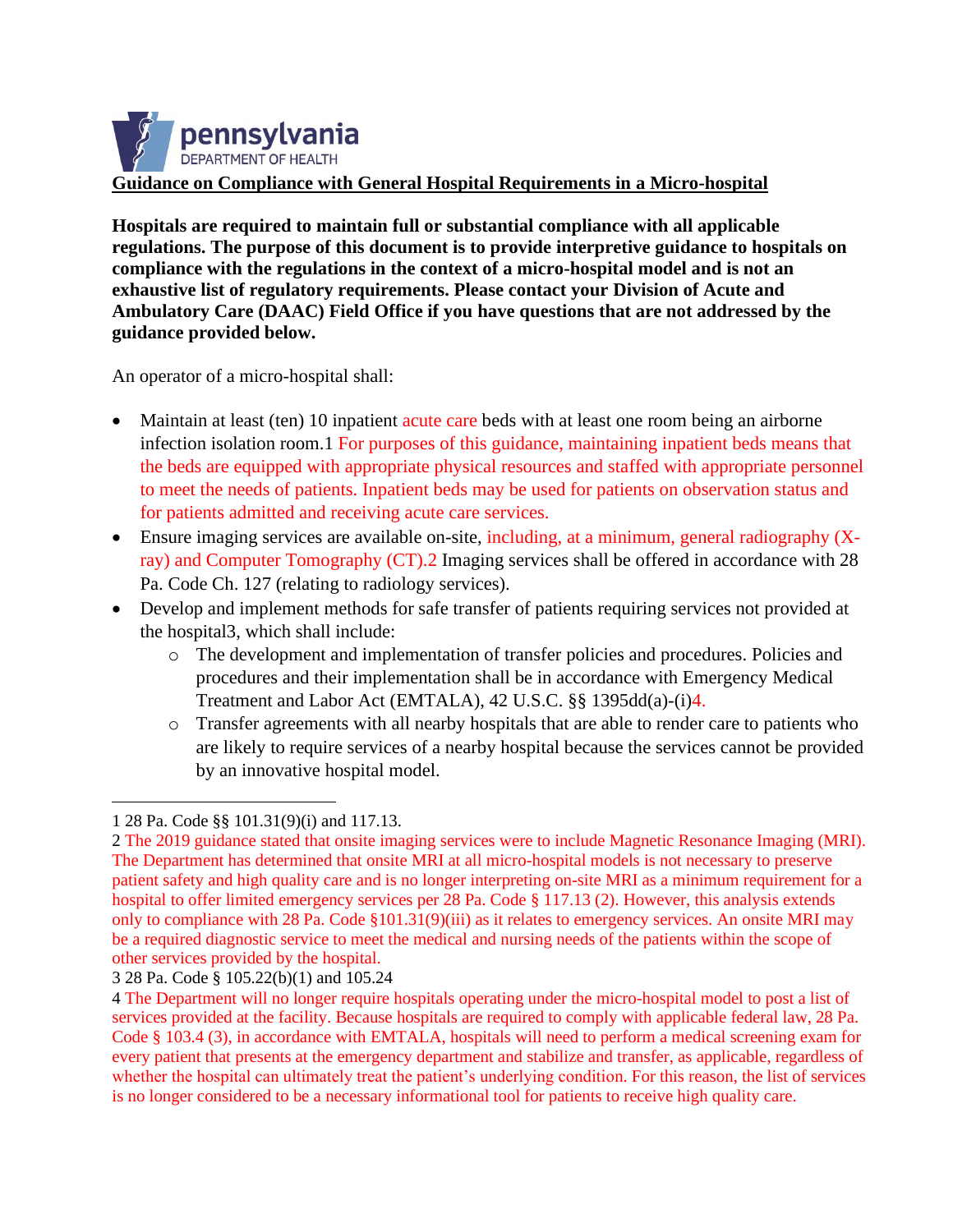**pennsylvania**
DEPARTMENT OF HEALTH

**Guidance on Compliance with General Hospital Requirements in a Micro-hospital**

**Hospitals are required to maintain full or substantial compliance with all applicable regulations. The purpose of this document is to provide interpretive guidance to hospitals on compliance with the regulations in the context of a micro-hospital model and is not an exhaustive list of regulatory requirements. Please contact your Division of Acute and Ambulatory Care (DAAC) Field Office if you have questions that are not addressed by the guidance provided below.**

An operator of a micro-hospital shall:

- Maintain at least (ten) 10 inpatient acute care beds with at least one room being an airborne infection isolation room.[1] For purposes of this guidance, maintaining inpatient beds means that the beds are equipped with appropriate physical resources and staffed with appropriate personnel to meet the needs of patients. Inpatient beds may be used for patients on observation status and for patients admitted and receiving acute care services.
- Ensure imaging services are available on-site, including, at a minimum, general radiography (X-ray) and Computer Tomography (CT).[2] Imaging services shall be offered in accordance with 28 Pa. Code Ch. 127 (relating to radiology services).
- Develop and implement methods for safe transfer of patients requiring services not provided at the hospital[3], which shall include:
  - The development and implementation of transfer policies and procedures. Policies and procedures and their implementation shall be in accordance with Emergency Medical Treatment and Labor Act (EMTALA), 42 U.S.C. §§ 1395dd(a)-(i)[4].
  - Transfer agreements with all nearby hospitals that are able to render care to patients who are likely to require services of a nearby hospital because the services cannot be provided by an innovative hospital model.

---

1 28 Pa. Code §§ 101.31(9)(i) and 117.13.

2 The 2019 guidance stated that onsite imaging services were to include Magnetic Resonance Imaging (MRI). The Department has determined that onsite MRI at all micro-hospital models is not necessary to preserve patient safety and high quality care and is no longer interpreting on-site MRI as a minimum requirement for a hospital to offer limited emergency services per 28 Pa. Code § 117.13 (2). However, this analysis extends only to compliance with 28 Pa. Code §101.31(9)(iii) as it relates to emergency services. An onsite MRI may be a required diagnostic service to meet the medical and nursing needs of the patients within the scope of other services provided by the hospital.

3 28 Pa. Code § 105.22(b)(1) and 105.24

4 The Department will no longer require hospitals operating under the micro-hospital model to post a list of services provided at the facility. Because hospitals are required to comply with applicable federal law, 28 Pa. Code § 103.4 (3), in accordance with EMTALA, hospitals will need to perform a medical screening exam for every patient that presents at the emergency department and stabilize and transfer, as applicable, regardless of whether the hospital can ultimately treat the patient's underlying condition. For this reason, the list of services is no longer considered to be a necessary informational tool for patients to receive high quality care.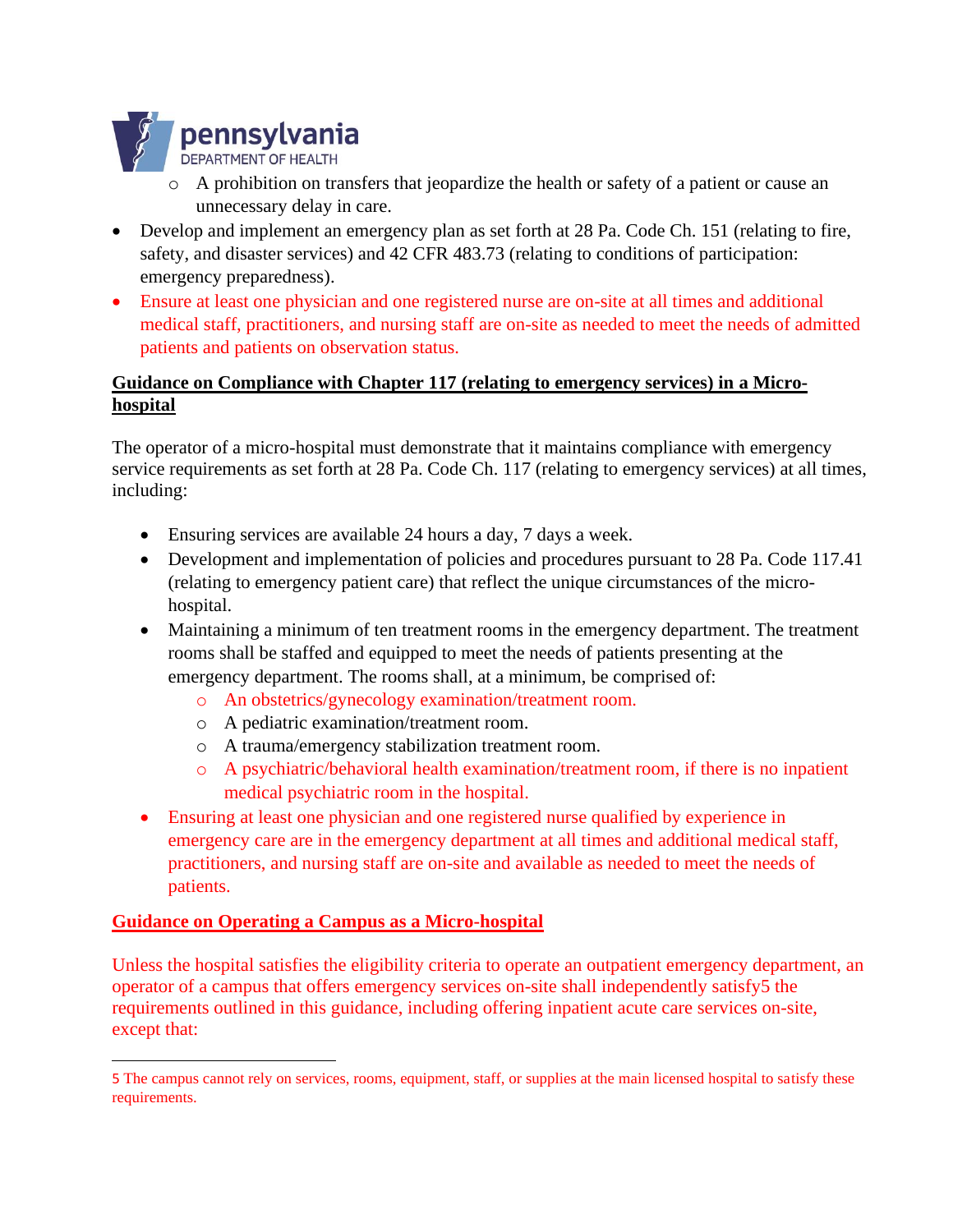- A prohibition on transfers that jeopardize the health or safety of a patient or cause an unnecessary delay in care.
- Develop and implement an emergency plan as set forth at 28 Pa. Code Ch. 151 (relating to fire, safety, and disaster services) and 42 CFR 483.73 (relating to conditions of participation: emergency preparedness).
- Ensure at least one physician and one registered nurse are on-site at all times and additional medical staff, practitioners, and nursing staff are on-site as needed to meet the needs of admitted patients and patients on observation status.

**Guidance on Compliance with Chapter 117 (relating to emergency services) in a Micro-hospital**

The operator of a micro-hospital must demonstrate that it maintains compliance with emergency service requirements as set forth at 28 Pa. Code Ch. 117 (relating to emergency services) at all times, including:

- Ensuring services are available 24 hours a day, 7 days a week.
- Development and implementation of policies and procedures pursuant to 28 Pa. Code 117.41 (relating to emergency patient care) that reflect the unique circumstances of the micro-hospital.
- Maintaining a minimum of ten treatment rooms in the emergency department. The treatment rooms shall be staffed and equipped to meet the needs of patients presenting at the emergency department. The rooms shall, at a minimum, be comprised of:
  - An obstetrics/gynecology examination/treatment room.
  - A pediatric examination/treatment room.
  - A trauma/emergency stabilization treatment room.
  - A psychiatric/behavioral health examination/treatment room, if there is no inpatient medical psychiatric room in the hospital.
- Ensuring at least one physician and one registered nurse qualified by experience in emergency care are in the emergency department at all times and additional medical staff, practitioners, and nursing staff are on-site and available as needed to meet the needs of patients.

**Guidance on Operating a Campus as a Micro-hospital**

Unless the hospital satisfies the eligibility criteria to operate an outpatient emergency department, an operator of a campus that offers emergency services on-site shall independently satisfy[5] the requirements outlined in this guidance, including offering inpatient acute care services on-site, except that:

---

[5] The campus cannot rely on services, rooms, equipment, staff, or supplies at the main licensed hospital to satisfy these requirements.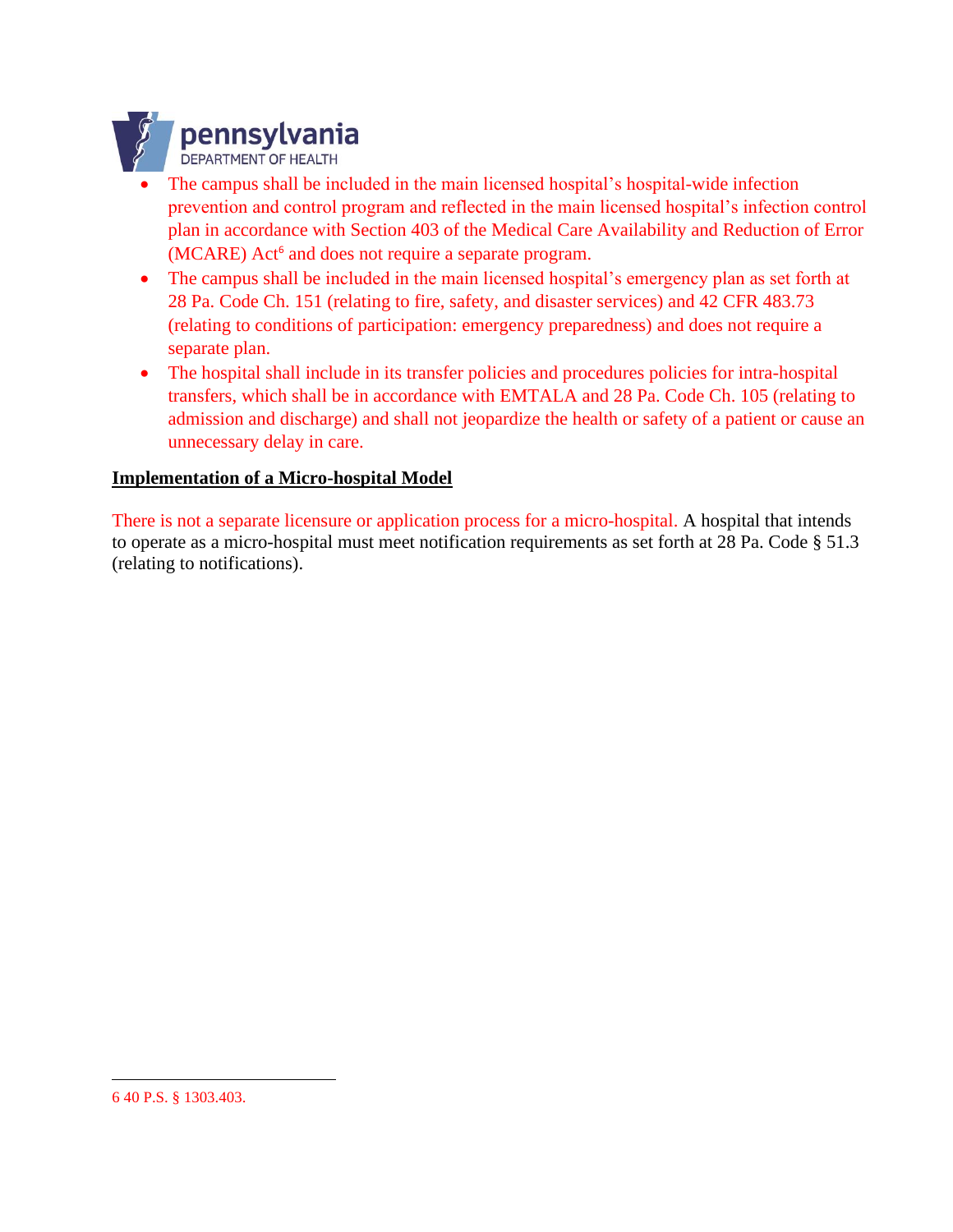- The campus shall be included in the main licensed hospital's hospital-wide infection prevention and control program and reflected in the main licensed hospital's infection control plan in accordance with Section 403 of the Medical Care Availability and Reduction of Error (MCARE) Act[6] and does not require a separate program.
- The campus shall be included in the main licensed hospital's emergency plan as set forth at 28 Pa. Code Ch. 151 (relating to fire, safety, and disaster services) and 42 CFR 483.73 (relating to conditions of participation: emergency preparedness) and does not require a separate plan.
- The hospital shall include in its transfer policies and procedures policies for intra-hospital transfers, which shall be in accordance with EMTALA and 28 Pa. Code Ch. 105 (relating to admission and discharge) and shall not jeopardize the health or safety of a patient or cause an unnecessary delay in care.

**Implementation of a Micro-hospital Model**

There is not a separate licensure or application process for a micro-hospital. A hospital that intends to operate as a micro-hospital must meet notification requirements as set forth at 28 Pa. Code § 51.3 (relating to notifications).

---

6 40 P.S. § 1303.403.